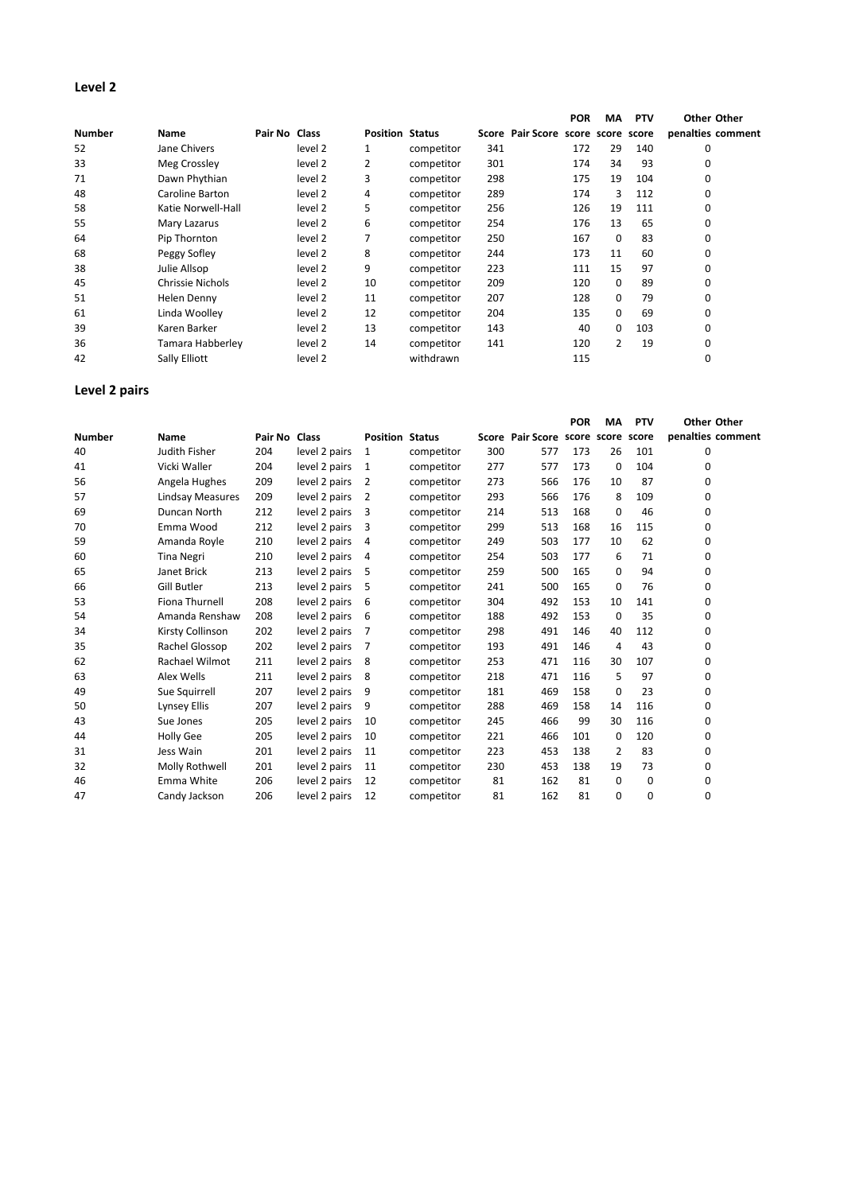## Level 2

| Number | Name | Pair No | Class | Position | Status | Score | Pair Score | POR score | MA score | PTV score | Other penalties | Other comment |
|---|---|---|---|---|---|---|---|---|---|---|---|---|
| 52 | Jane Chivers | | level 2 | 1 | competitor | 341 | | 172 | 29 | 140 | 0 | |
| 33 | Meg Crossley | | level 2 | 2 | competitor | 301 | | 174 | 34 | 93 | 0 | |
| 71 | Dawn Phythian | | level 2 | 3 | competitor | 298 | | 175 | 19 | 104 | 0 | |
| 48 | Caroline Barton | | level 2 | 4 | competitor | 289 | | 174 | 3 | 112 | 0 | |
| 58 | Katie Norwell-Hall | | level 2 | 5 | competitor | 256 | | 126 | 19 | 111 | 0 | |
| 55 | Mary Lazarus | | level 2 | 6 | competitor | 254 | | 176 | 13 | 65 | 0 | |
| 64 | Pip Thornton | | level 2 | 7 | competitor | 250 | | 167 | 0 | 83 | 0 | |
| 68 | Peggy Sofley | | level 2 | 8 | competitor | 244 | | 173 | 11 | 60 | 0 | |
| 38 | Julie Allsop | | level 2 | 9 | competitor | 223 | | 111 | 15 | 97 | 0 | |
| 45 | Chrissie Nichols | | level 2 | 10 | competitor | 209 | | 120 | 0 | 89 | 0 | |
| 51 | Helen Denny | | level 2 | 11 | competitor | 207 | | 128 | 0 | 79 | 0 | |
| 61 | Linda Woolley | | level 2 | 12 | competitor | 204 | | 135 | 0 | 69 | 0 | |
| 39 | Karen Barker | | level 2 | 13 | competitor | 143 | | 40 | 0 | 103 | 0 | |
| 36 | Tamara Habberley | | level 2 | 14 | competitor | 141 | | 120 | 2 | 19 | 0 | |
| 42 | Sally Elliott | | level 2 | | withdrawn | | | 115 | | | 0 | |

## Level 2 pairs

| Number | Name | Pair No | Class | Position | Status | Score | Pair Score | POR score | MA score | PTV score | Other penalties | Other comment |
|---|---|---|---|---|---|---|---|---|---|---|---|---|
| 40 | Judith Fisher | 204 | level 2 pairs | 1 | competitor | 300 | 577 | 173 | 26 | 101 | 0 | |
| 41 | Vicki Waller | 204 | level 2 pairs | 1 | competitor | 277 | 577 | 173 | 0 | 104 | 0 | |
| 56 | Angela Hughes | 209 | level 2 pairs | 2 | competitor | 273 | 566 | 176 | 10 | 87 | 0 | |
| 57 | Lindsay Measures | 209 | level 2 pairs | 2 | competitor | 293 | 566 | 176 | 8 | 109 | 0 | |
| 69 | Duncan North | 212 | level 2 pairs | 3 | competitor | 214 | 513 | 168 | 0 | 46 | 0 | |
| 70 | Emma Wood | 212 | level 2 pairs | 3 | competitor | 299 | 513 | 168 | 16 | 115 | 0 | |
| 59 | Amanda Royle | 210 | level 2 pairs | 4 | competitor | 249 | 503 | 177 | 10 | 62 | 0 | |
| 60 | Tina Negri | 210 | level 2 pairs | 4 | competitor | 254 | 503 | 177 | 6 | 71 | 0 | |
| 65 | Janet Brick | 213 | level 2 pairs | 5 | competitor | 259 | 500 | 165 | 0 | 94 | 0 | |
| 66 | Gill Butler | 213 | level 2 pairs | 5 | competitor | 241 | 500 | 165 | 0 | 76 | 0 | |
| 53 | Fiona Thurnell | 208 | level 2 pairs | 6 | competitor | 304 | 492 | 153 | 10 | 141 | 0 | |
| 54 | Amanda Renshaw | 208 | level 2 pairs | 6 | competitor | 188 | 492 | 153 | 0 | 35 | 0 | |
| 34 | Kirsty Collinson | 202 | level 2 pairs | 7 | competitor | 298 | 491 | 146 | 40 | 112 | 0 | |
| 35 | Rachel Glossop | 202 | level 2 pairs | 7 | competitor | 193 | 491 | 146 | 4 | 43 | 0 | |
| 62 | Rachael Wilmot | 211 | level 2 pairs | 8 | competitor | 253 | 471 | 116 | 30 | 107 | 0 | |
| 63 | Alex Wells | 211 | level 2 pairs | 8 | competitor | 218 | 471 | 116 | 5 | 97 | 0 | |
| 49 | Sue Squirrell | 207 | level 2 pairs | 9 | competitor | 181 | 469 | 158 | 0 | 23 | 0 | |
| 50 | Lynsey Ellis | 207 | level 2 pairs | 9 | competitor | 288 | 469 | 158 | 14 | 116 | 0 | |
| 43 | Sue Jones | 205 | level 2 pairs | 10 | competitor | 245 | 466 | 99 | 30 | 116 | 0 | |
| 44 | Holly Gee | 205 | level 2 pairs | 10 | competitor | 221 | 466 | 101 | 0 | 120 | 0 | |
| 31 | Jess Wain | 201 | level 2 pairs | 11 | competitor | 223 | 453 | 138 | 2 | 83 | 0 | |
| 32 | Molly Rothwell | 201 | level 2 pairs | 11 | competitor | 230 | 453 | 138 | 19 | 73 | 0 | |
| 46 | Emma White | 206 | level 2 pairs | 12 | competitor | 81 | 162 | 81 | 0 | 0 | 0 | |
| 47 | Candy Jackson | 206 | level 2 pairs | 12 | competitor | 81 | 162 | 81 | 0 | 0 | 0 | |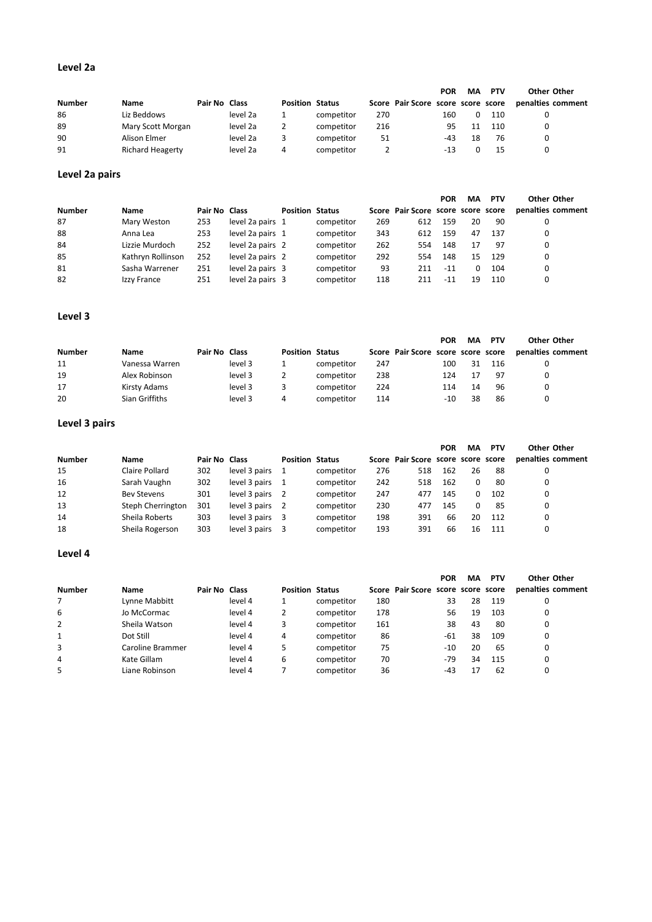### Level 2a

| Number | Name | Pair No | Class | Position | Status | Score | Pair Score | POR score | MA score | PTV score | Other penalties | Other comment |
|---|---|---|---|---|---|---|---|---|---|---|---|---|
| 86 | Liz Beddows | | level 2a | 1 | competitor | 270 | | 160 | 0 | 110 | 0 | |
| 89 | Mary Scott Morgan | | level 2a | 2 | competitor | 216 | | 95 | 11 | 110 | 0 | |
| 90 | Alison Elmer | | level 2a | 3 | competitor | 51 | | -43 | 18 | 76 | 0 | |
| 91 | Richard Heagerty | | level 2a | 4 | competitor | 2 | | -13 | 0 | 15 | 0 | |

### Level 2a pairs

| Number | Name | Pair No | Class | Position | Status | Score | Pair Score | POR score | MA score | PTV score | Other penalties | Other comment |
|---|---|---|---|---|---|---|---|---|---|---|---|---|
| 87 | Mary Weston | 253 | level 2a pairs | 1 | competitor | 269 | 612 | 159 | 20 | 90 | 0 | |
| 88 | Anna Lea | 253 | level 2a pairs | 1 | competitor | 343 | 612 | 159 | 47 | 137 | 0 | |
| 84 | Lizzie Murdoch | 252 | level 2a pairs | 2 | competitor | 262 | 554 | 148 | 17 | 97 | 0 | |
| 85 | Kathryn Rollinson | 252 | level 2a pairs | 2 | competitor | 292 | 554 | 148 | 15 | 129 | 0 | |
| 81 | Sasha Warrener | 251 | level 2a pairs | 3 | competitor | 93 | 211 | -11 | 0 | 104 | 0 | |
| 82 | Izzy France | 251 | level 2a pairs | 3 | competitor | 118 | 211 | -11 | 19 | 110 | 0 | |

### Level 3

| Number | Name | Pair No | Class | Position | Status | Score | Pair Score | POR score | MA score | PTV score | Other penalties | Other comment |
|---|---|---|---|---|---|---|---|---|---|---|---|---|
| 11 | Vanessa Warren | | level 3 | 1 | competitor | 247 | | 100 | 31 | 116 | 0 | |
| 19 | Alex Robinson | | level 3 | 2 | competitor | 238 | | 124 | 17 | 97 | 0 | |
| 17 | Kirsty Adams | | level 3 | 3 | competitor | 224 | | 114 | 14 | 96 | 0 | |
| 20 | Sian Griffiths | | level 3 | 4 | competitor | 114 | | -10 | 38 | 86 | 0 | |

### Level 3 pairs

| Number | Name | Pair No | Class | Position | Status | Score | Pair Score | POR score | MA score | PTV score | Other penalties | Other comment |
|---|---|---|---|---|---|---|---|---|---|---|---|---|
| 15 | Claire Pollard | 302 | level 3 pairs | 1 | competitor | 276 | 518 | 162 | 26 | 88 | 0 | |
| 16 | Sarah Vaughn | 302 | level 3 pairs | 1 | competitor | 242 | 518 | 162 | 0 | 80 | 0 | |
| 12 | Bev Stevens | 301 | level 3 pairs | 2 | competitor | 247 | 477 | 145 | 0 | 102 | 0 | |
| 13 | Steph Cherrington | 301 | level 3 pairs | 2 | competitor | 230 | 477 | 145 | 0 | 85 | 0 | |
| 14 | Sheila Roberts | 303 | level 3 pairs | 3 | competitor | 198 | 391 | 66 | 20 | 112 | 0 | |
| 18 | Sheila Rogerson | 303 | level 3 pairs | 3 | competitor | 193 | 391 | 66 | 16 | 111 | 0 | |

### Level 4

| Number | Name | Pair No | Class | Position | Status | Score | Pair Score | POR score | MA score | PTV score | Other penalties | Other comment |
|---|---|---|---|---|---|---|---|---|---|---|---|---|
| 7 | Lynne Mabbitt | | level 4 | 1 | competitor | 180 | | 33 | 28 | 119 | 0 | |
| 6 | Jo McCormac | | level 4 | 2 | competitor | 178 | | 56 | 19 | 103 | 0 | |
| 2 | Sheila Watson | | level 4 | 3 | competitor | 161 | | 38 | 43 | 80 | 0 | |
| 1 | Dot Still | | level 4 | 4 | competitor | 86 | | -61 | 38 | 109 | 0 | |
| 3 | Caroline Brammer | | level 4 | 5 | competitor | 75 | | -10 | 20 | 65 | 0 | |
| 4 | Kate Gillam | | level 4 | 6 | competitor | 70 | | -79 | 34 | 115 | 0 | |
| 5 | Liane Robinson | | level 4 | 7 | competitor | 36 | | -43 | 17 | 62 | 0 | |